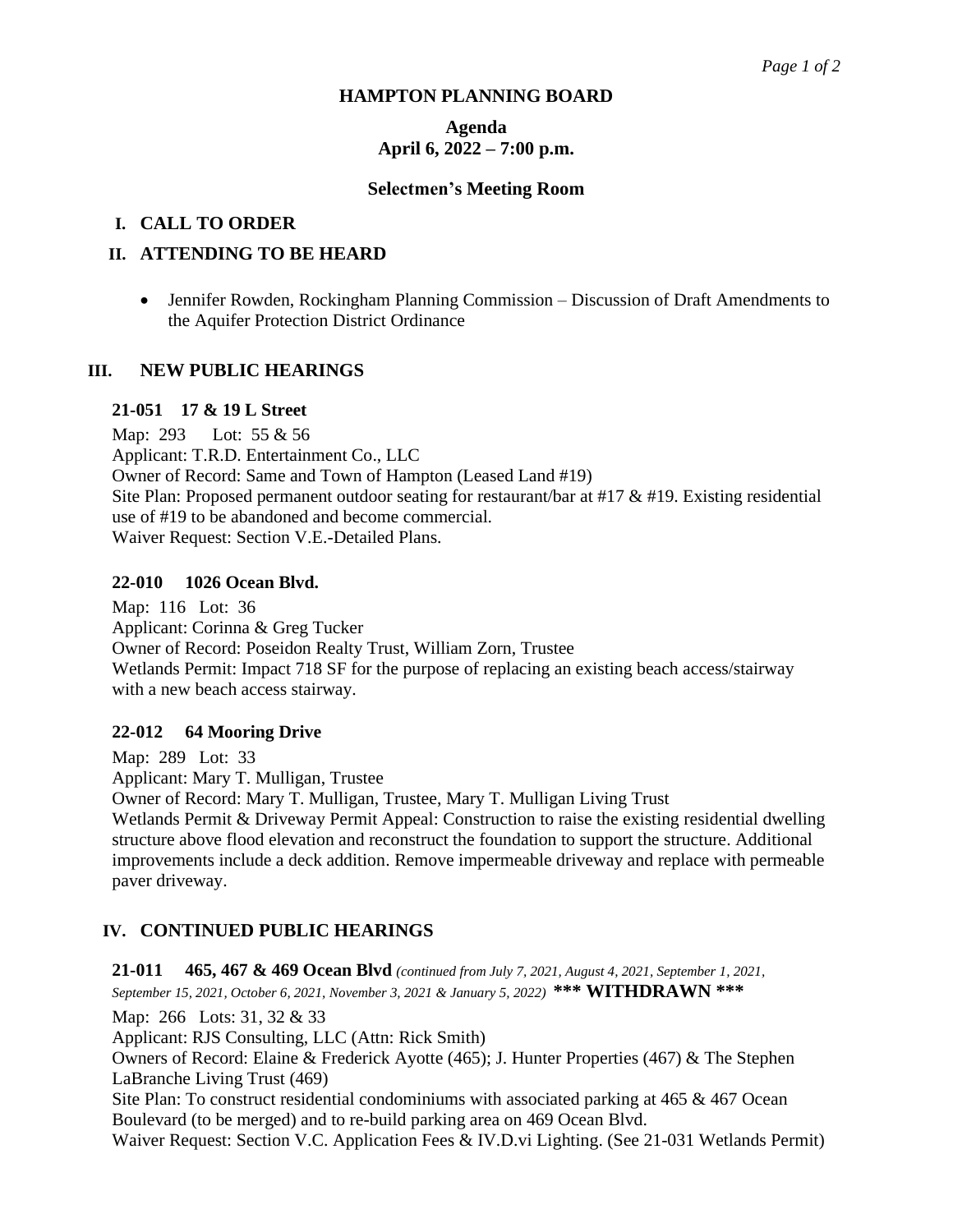# HAMPTON PLANNING BOARD

## Agenda
## April 6, 2022 – 7:00 p.m.

### Selectmen's Meeting Room

## I. CALL TO ORDER

## II. ATTENDING TO BE HEARD

- Jennifer Rowden, Rockingham Planning Commission – Discussion of Draft Amendments to the Aquifer Protection District Ordinance

## III. NEW PUBLIC HEARINGS

**21-051 17 & 19 L Street**

Map: 293 Lot: 55 & 56
Applicant: T.R.D. Entertainment Co., LLC
Owner of Record: Same and Town of Hampton (Leased Land #19)
Site Plan: Proposed permanent outdoor seating for restaurant/bar at #17 & #19. Existing residential use of #19 to be abandoned and become commercial.
Waiver Request: Section V.E.-Detailed Plans.

**22-010 1026 Ocean Blvd.**

Map: 116 Lot: 36
Applicant: Corinna & Greg Tucker
Owner of Record: Poseidon Realty Trust, William Zorn, Trustee
Wetlands Permit: Impact 718 SF for the purpose of replacing an existing beach access/stairway with a new beach access stairway.

**22-012 64 Mooring Drive**

Map: 289 Lot: 33
Applicant: Mary T. Mulligan, Trustee
Owner of Record: Mary T. Mulligan, Trustee, Mary T. Mulligan Living Trust
Wetlands Permit & Driveway Permit Appeal: Construction to raise the existing residential dwelling structure above flood elevation and reconstruct the foundation to support the structure. Additional improvements include a deck addition. Remove impermeable driveway and replace with permeable paver driveway.

## IV. CONTINUED PUBLIC HEARINGS

**21-011 465, 467 & 469 Ocean Blvd** *(continued from July 7, 2021, August 4, 2021, September 1, 2021, September 15, 2021, October 6, 2021, November 3, 2021 & January 5, 2022)* **\*\*\* WITHDRAWN \*\*\***

Map: 266 Lots: 31, 32 & 33
Applicant: RJS Consulting, LLC (Attn: Rick Smith)
Owners of Record: Elaine & Frederick Ayotte (465); J. Hunter Properties (467) & The Stephen LaBranche Living Trust (469)
Site Plan: To construct residential condominiums with associated parking at 465 & 467 Ocean Boulevard (to be merged) and to re-build parking area on 469 Ocean Blvd.
Waiver Request: Section V.C. Application Fees & IV.D.vi Lighting. (See 21-031 Wetlands Permit)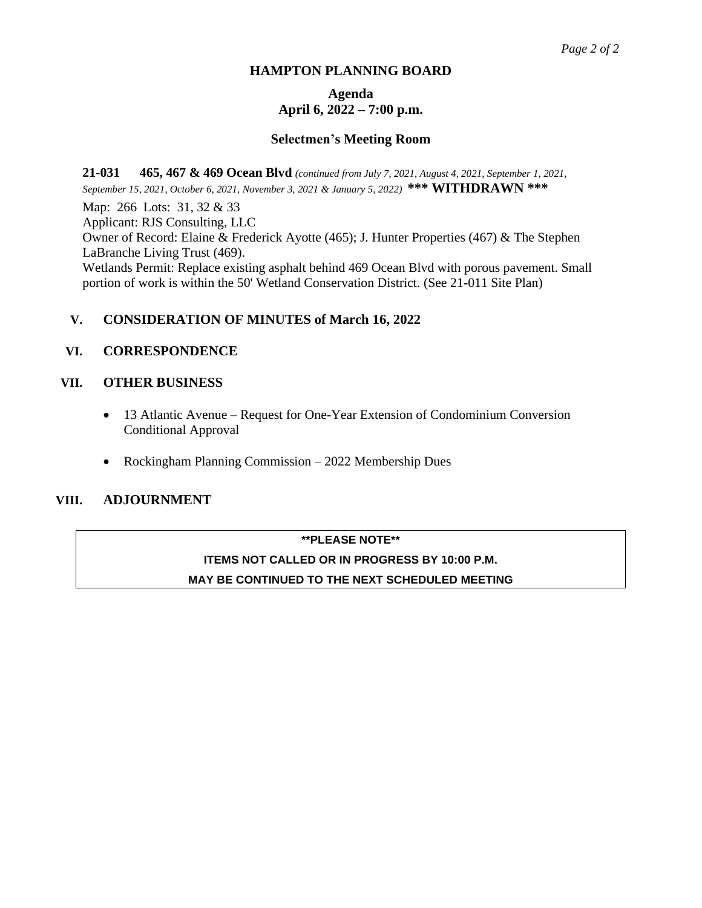# HAMPTON PLANNING BOARD

## Agenda
## April 6, 2022 – 7:00 p.m.

### Selectmen's Meeting Room

**21-031 465, 467 & 469 Ocean Blvd** *(continued from July 7, 2021, August 4, 2021, September 1, 2021, September 15, 2021, October 6, 2021, November 3, 2021 & January 5, 2022)* **\*\*\* WITHDRAWN \*\*\***

Map: 266 Lots: 31, 32 & 33
Applicant: RJS Consulting, LLC
Owner of Record: Elaine & Frederick Ayotte (465); J. Hunter Properties (467) & The Stephen LaBranche Living Trust (469).
Wetlands Permit: Replace existing asphalt behind 469 Ocean Blvd with porous pavement. Small portion of work is within the 50' Wetland Conservation District. (See 21-011 Site Plan)

## V. CONSIDERATION OF MINUTES of March 16, 2022

## VI. CORRESPONDENCE

## VII. OTHER BUSINESS

- 13 Atlantic Avenue – Request for One-Year Extension of Condominium Conversion Conditional Approval
- Rockingham Planning Commission – 2022 Membership Dues

## VIII. ADJOURNMENT

**\*\*PLEASE NOTE\*\***

**ITEMS NOT CALLED OR IN PROGRESS BY 10:00 P.M.**

**MAY BE CONTINUED TO THE NEXT SCHEDULED MEETING**